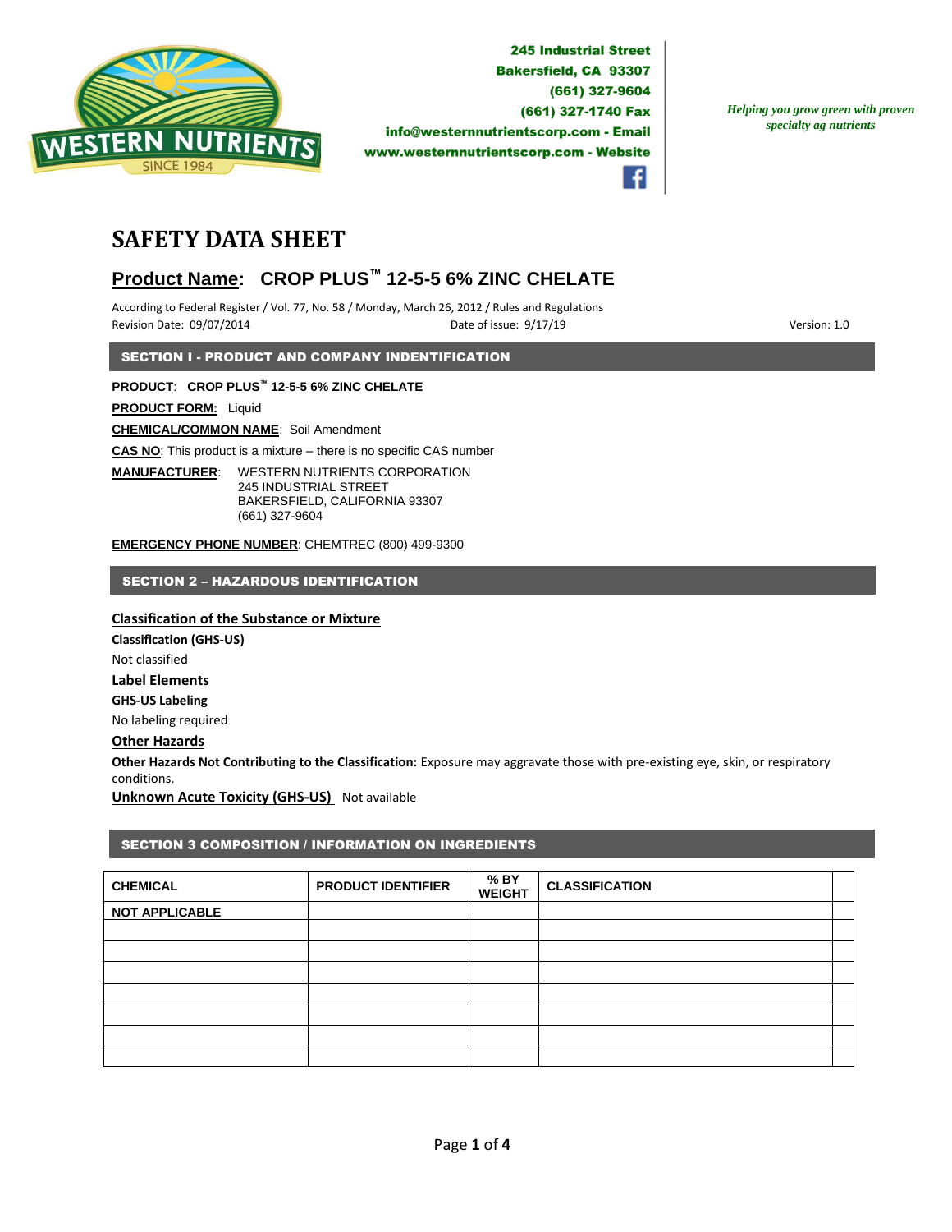WESTERN NUTRIENTS
SINCE 1984

**245 Industrial Street**
**Bakersfield, CA 93307**
**(661) 327-9604**
**(661) 327-1740 Fax**
**info@westernnutrientscorp.com - Email**
**www.westernnutrientscorp.com - Website**

*Helping you grow green with proven specialty ag nutrients*

# SAFETY DATA SHEET

## Product Name: CROP PLUS™ 12-5-5 6% ZINC CHELATE

According to Federal Register / Vol. 77, No. 58 / Monday, March 26, 2012 / Rules and Regulations
Revision Date: 09/07/2014 Date of issue: 9/17/19 Version: 1.0

## SECTION I - PRODUCT AND COMPANY INDENTIFICATION

**PRODUCT**: **CROP PLUS™ 12-5-5 6% ZINC CHELATE**

**PRODUCT FORM:** Liquid

**CHEMICAL/COMMON NAME**: Soil Amendment

**CAS NO**: This product is a mixture – there is no specific CAS number

**MANUFACTURER**: WESTERN NUTRIENTS CORPORATION
245 INDUSTRIAL STREET
BAKERSFIELD, CALIFORNIA 93307
(661) 327-9604

**EMERGENCY PHONE NUMBER**: CHEMTREC (800) 499-9300

## SECTION 2 – HAZARDOUS IDENTIFICATION

### Classification of the Substance or Mixture

**Classification (GHS-US)**

Not classified

### Label Elements

**GHS-US Labeling**

No labeling required

### Other Hazards

**Other Hazards Not Contributing to the Classification:** Exposure may aggravate those with pre-existing eye, skin, or respiratory conditions.

**Unknown Acute Toxicity (GHS-US)** Not available

## SECTION 3 COMPOSITION / INFORMATION ON INGREDIENTS

| CHEMICAL | PRODUCT IDENTIFIER | % BY WEIGHT | CLASSIFICATION | |
|---|---|---|---|---|
| NOT APPLICABLE | | | | |
| | | | | |
| | | | | |
| | | | | |
| | | | | |
| | | | | |
| | | | | |
| | | | | |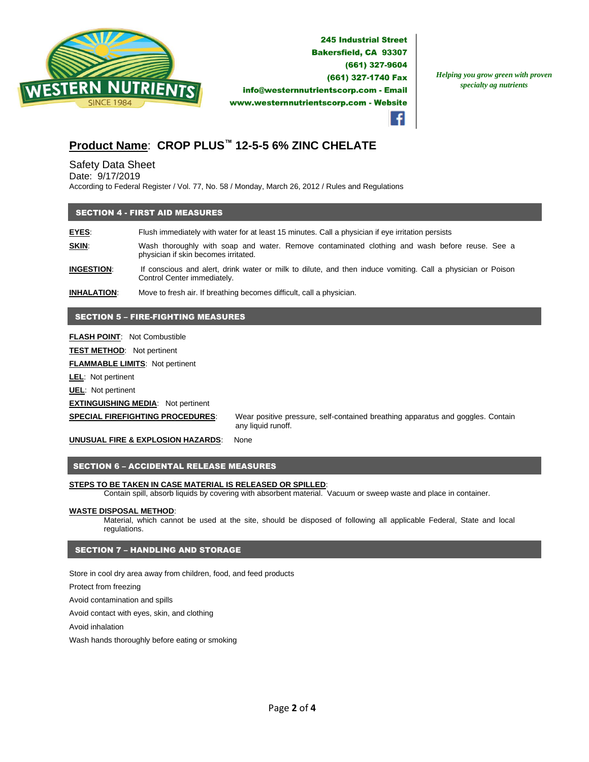**Product Name**: **CROP PLUS™ 12-5-5 6% ZINC CHELATE**

Safety Data Sheet
Date: 9/17/2019
According to Federal Register / Vol. 77, No. 58 / Monday, March 26, 2012 / Rules and Regulations

## SECTION 4 - FIRST AID MEASURES

**EYES**: Flush immediately with water for at least 15 minutes. Call a physician if eye irritation persists

**SKIN**: Wash thoroughly with soap and water. Remove contaminated clothing and wash before reuse. See a physician if skin becomes irritated.

**INGESTION**: If conscious and alert, drink water or milk to dilute, and then induce vomiting. Call a physician or Poison Control Center immediately.

**INHALATION**: Move to fresh air. If breathing becomes difficult, call a physician.

## SECTION 5 – FIRE-FIGHTING MEASURES

**FLASH POINT**: Not Combustible

**TEST METHOD**: Not pertinent

**FLAMMABLE LIMITS**: Not pertinent

**LEL**: Not pertinent

**UEL**: Not pertinent

**EXTINGUISHING MEDIA**: Not pertinent

**SPECIAL FIREFIGHTING PROCEDURES**: Wear positive pressure, self-contained breathing apparatus and goggles. Contain any liquid runoff.

**UNUSUAL FIRE & EXPLOSION HAZARDS**: None

## SECTION 6 – ACCIDENTAL RELEASE MEASURES

**STEPS TO BE TAKEN IN CASE MATERIAL IS RELEASED OR SPILLED**:
Contain spill, absorb liquids by covering with absorbent material. Vacuum or sweep waste and place in container.

**WASTE DISPOSAL METHOD**:
Material, which cannot be used at the site, should be disposed of following all applicable Federal, State and local regulations.

## SECTION 7 – HANDLING AND STORAGE

Store in cool dry area away from children, food, and feed products

Protect from freezing

Avoid contamination and spills

Avoid contact with eyes, skin, and clothing

Avoid inhalation

Wash hands thoroughly before eating or smoking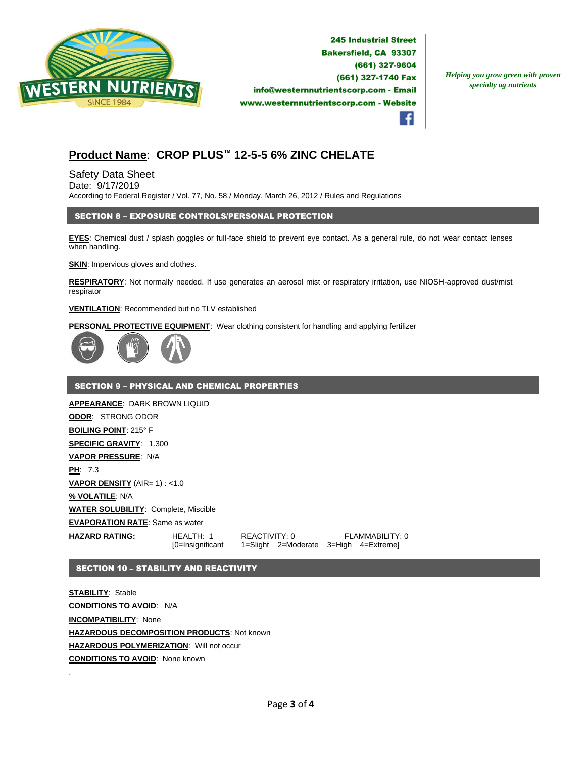245 Industrial Street
Bakersfield, CA 93307
(661) 327-9604
(661) 327-1740 Fax
info@westernnutrientscorp.com - Email
www.westernnutrientscorp.com - Website

*Helping you grow green with proven specialty ag nutrients*

## **Product Name**: CROP PLUS™ 12-5-5 6% ZINC CHELATE

Safety Data Sheet
Date: 9/17/2019
According to Federal Register / Vol. 77, No. 58 / Monday, March 26, 2012 / Rules and Regulations

### SECTION 8 – EXPOSURE CONTROLS/PERSONAL PROTECTION

**EYES**: Chemical dust / splash goggles or full-face shield to prevent eye contact. As a general rule, do not wear contact lenses when handling.

**SKIN**: Impervious gloves and clothes.

**RESPIRATORY**: Not normally needed. If use generates an aerosol mist or respiratory irritation, use NIOSH-approved dust/mist respirator

**VENTILATION**: Recommended but no TLV established

**PERSONAL PROTECTIVE EQUIPMENT**: Wear clothing consistent for handling and applying fertilizer

### SECTION 9 – PHYSICAL AND CHEMICAL PROPERTIES

**APPEARANCE**: DARK BROWN LIQUID
**ODOR**: STRONG ODOR
**BOILING POINT**: 215° F
**SPECIFIC GRAVITY**: 1.300
**VAPOR PRESSURE**: N/A
**PH**: 7.3
**VAPOR DENSITY** (AIR= 1) : <1.0
**% VOLATILE**: N/A
**WATER SOLUBILITY**: Complete, Miscible
**EVAPORATION RATE**: Same as water
**HAZARD RATING:** HEALTH: 1 REACTIVITY: 0 FLAMMABILITY: 0
[0=Insignificant 1=Slight 2=Moderate 3=High 4=Extreme]

### SECTION 10 – STABILITY AND REACTIVITY

**STABILITY**: Stable
**CONDITIONS TO AVOID**: N/A
**INCOMPATIBILITY**: None
**HAZARDOUS DECOMPOSITION PRODUCTS**: Not known
**HAZARDOUS POLYMERIZATION**: Will not occur
**CONDITIONS TO AVOID**: None known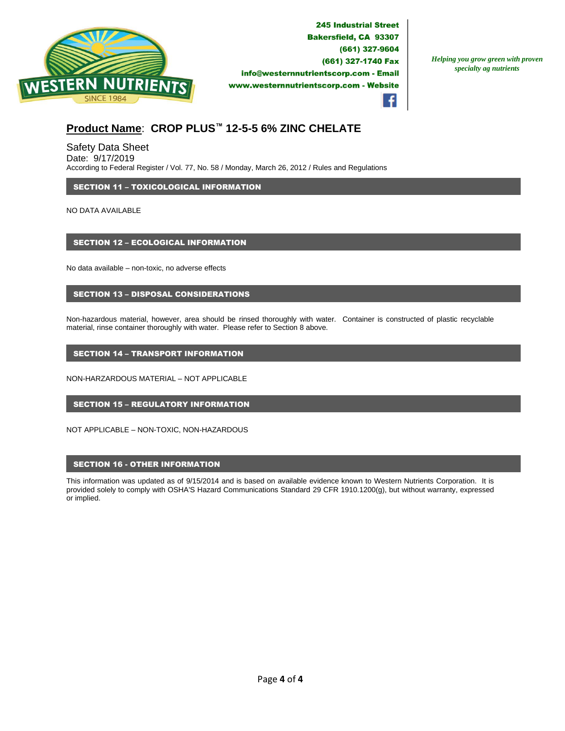245 Industrial Street
Bakersfield, CA 93307
(661) 327-9604
(661) 327-1740 Fax
info@westernnutrientscorp.com - Email
www.westernnutrientscorp.com - Website

*Helping you grow green with proven specialty ag nutrients*

**Product Name**: **CROP PLUS™ 12-5-5 6% ZINC CHELATE**

Safety Data Sheet
Date: 9/17/2019
According to Federal Register / Vol. 77, No. 58 / Monday, March 26, 2012 / Rules and Regulations

## SECTION 11 – TOXICOLOGICAL INFORMATION

NO DATA AVAILABLE

## SECTION 12 – ECOLOGICAL INFORMATION

No data available – non-toxic, no adverse effects

## SECTION 13 – DISPOSAL CONSIDERATIONS

Non-hazardous material, however, area should be rinsed thoroughly with water. Container is constructed of plastic recyclable material, rinse container thoroughly with water. Please refer to Section 8 above.

## SECTION 14 – TRANSPORT INFORMATION

NON-HARZARDOUS MATERIAL – NOT APPLICABLE

## SECTION 15 – REGULATORY INFORMATION

NOT APPLICABLE – NON-TOXIC, NON-HAZARDOUS

## SECTION 16 - OTHER INFORMATION

This information was updated as of 9/15/2014 and is based on available evidence known to Western Nutrients Corporation. It is provided solely to comply with OSHA'S Hazard Communications Standard 29 CFR 1910.1200(g), but without warranty, expressed or implied.